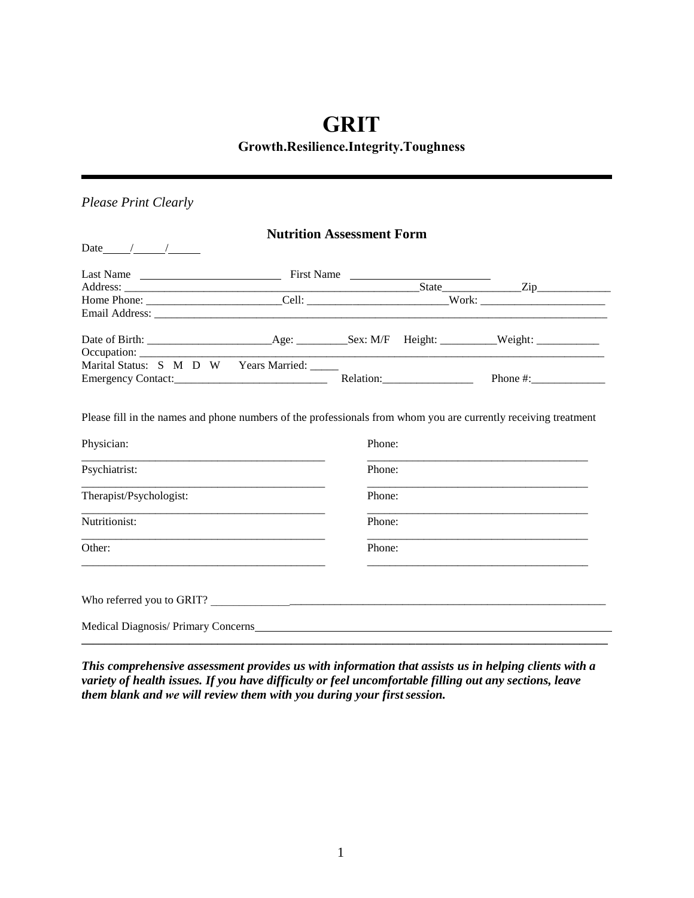# GRIT

## Growth.Resilience.Integrity.Toughness

---

*Please Print Clearly*

### Nutrition Assessment Form

Date\_\_\_\_/\_\_\_\_/\_\_\_\_

Last Name \_\_\_\_\_\_\_\_\_\_\_\_\_\_\_\_\_\_\_\_\_\_\_\_ First Name \_\_\_\_\_\_\_\_\_\_\_\_\_\_\_\_\_\_\_\_\_\_\_\_

Address: \_\_\_\_\_\_\_\_\_\_\_\_\_\_\_\_\_\_\_\_\_\_\_\_\_\_\_\_\_\_\_\_\_\_\_\_\_\_\_\_\_\_\_\_\_\_\_\_\_\_\_\_\_\_State\_\_\_\_\_\_\_\_\_\_\_\_\_\_Zip\_\_\_\_\_\_\_\_\_\_\_\_\_

Home Phone: \_\_\_\_\_\_\_\_\_\_\_\_\_\_\_\_\_\_\_\_\_\_\_\_\_Cell: \_\_\_\_\_\_\_\_\_\_\_\_\_\_\_\_\_\_\_\_\_\_\_\_\_\_Work: \_\_\_\_\_\_\_\_\_\_\_\_\_\_\_\_\_\_\_\_\_\_

Email Address: \_\_\_\_\_\_\_\_\_\_\_\_\_\_\_\_\_\_\_\_\_\_\_\_\_\_\_\_\_\_\_\_\_\_\_\_\_\_\_\_\_\_\_\_\_\_\_\_\_\_\_\_\_\_\_\_\_\_\_\_\_\_\_\_\_\_\_\_\_\_\_\_\_\_\_\_\_\_\_\_\_\_\_\_

Date of Birth: \_\_\_\_\_\_\_\_\_\_\_\_\_\_\_\_\_\_\_\_\_\_Age: \_\_\_\_\_\_\_\_\_Sex: M/F Height: \_\_\_\_\_\_\_\_\_\_Weight: \_\_\_\_\_\_\_\_\_\_\_

Occupation: \_\_\_\_\_\_\_\_\_\_\_\_\_\_\_\_\_\_\_\_\_\_\_\_\_\_\_\_\_\_\_\_\_\_\_\_\_\_\_\_\_\_\_\_\_\_\_\_\_\_\_\_\_\_\_\_\_\_\_\_\_\_\_\_\_\_\_\_\_\_\_\_\_\_\_\_\_\_\_\_\_\_\_\_\_\_\_

Marital Status: S M D W Years Married: \_\_\_\_\_

Emergency Contact:\_\_\_\_\_\_\_\_\_\_\_\_\_\_\_\_\_\_\_\_\_\_\_\_\_\_\_\_ Relation:\_\_\_\_\_\_\_\_\_\_\_\_\_\_\_\_ Phone #:\_\_\_\_\_\_\_\_\_\_\_\_\_

Please fill in the names and phone numbers of the professionals from whom you are currently receiving treatment

Physician: \_\_\_\_\_\_\_\_\_\_\_\_\_\_\_\_\_\_\_\_\_\_\_\_\_\_\_\_\_\_\_\_\_\_\_\_\_\_\_\_\_\_ Phone: \_\_\_\_\_\_\_\_\_\_\_\_\_\_\_\_\_\_\_\_\_\_\_\_\_\_\_\_\_\_\_\_\_\_\_\_\_\_\_

Psychiatrist: \_\_\_\_\_\_\_\_\_\_\_\_\_\_\_\_\_\_\_\_\_\_\_\_\_\_\_\_\_\_\_\_\_\_\_\_\_\_\_\_\_\_ Phone: \_\_\_\_\_\_\_\_\_\_\_\_\_\_\_\_\_\_\_\_\_\_\_\_\_\_\_\_\_\_\_\_\_\_\_\_\_\_\_

Therapist/Psychologist: \_\_\_\_\_\_\_\_\_\_\_\_\_\_\_\_\_\_\_\_\_\_\_\_\_\_\_\_\_\_\_\_\_\_\_\_\_\_\_\_\_\_ Phone: \_\_\_\_\_\_\_\_\_\_\_\_\_\_\_\_\_\_\_\_\_\_\_\_\_\_\_\_\_\_\_\_\_\_\_\_\_\_\_

Nutritionist: \_\_\_\_\_\_\_\_\_\_\_\_\_\_\_\_\_\_\_\_\_\_\_\_\_\_\_\_\_\_\_\_\_\_\_\_\_\_\_\_\_\_ Phone: \_\_\_\_\_\_\_\_\_\_\_\_\_\_\_\_\_\_\_\_\_\_\_\_\_\_\_\_\_\_\_\_\_\_\_\_\_\_\_

Other: \_\_\_\_\_\_\_\_\_\_\_\_\_\_\_\_\_\_\_\_\_\_\_\_\_\_\_\_\_\_\_\_\_\_\_\_\_\_\_\_\_\_ Phone: \_\_\_\_\_\_\_\_\_\_\_\_\_\_\_\_\_\_\_\_\_\_\_\_\_\_\_\_\_\_\_\_\_\_\_\_\_\_\_

Who referred you to GRIT? \_\_\_\_\_\_\_\_\_\_\_\_\_\_\_\_\_\_\_\_\_\_\_\_\_\_\_\_\_\_\_\_\_\_\_\_\_\_\_\_\_\_\_\_\_\_\_\_\_\_\_\_\_\_\_\_\_\_\_\_\_\_\_\_\_\_\_\_\_\_

Medical Diagnosis/ Primary Concerns\_\_\_\_\_\_\_\_\_\_\_\_\_\_\_\_\_\_\_\_\_\_\_\_\_\_\_\_\_\_\_\_\_\_\_\_\_\_\_\_\_\_\_\_\_\_\_\_\_\_\_\_\_\_\_\_\_\_\_\_\_\_\_\_\_\_

***This comprehensive assessment provides us with information that assists us in helping clients with a variety of health issues. If you have difficulty or feel uncomfortable filling out any sections, leave them blank and we will review them with you during your first session.***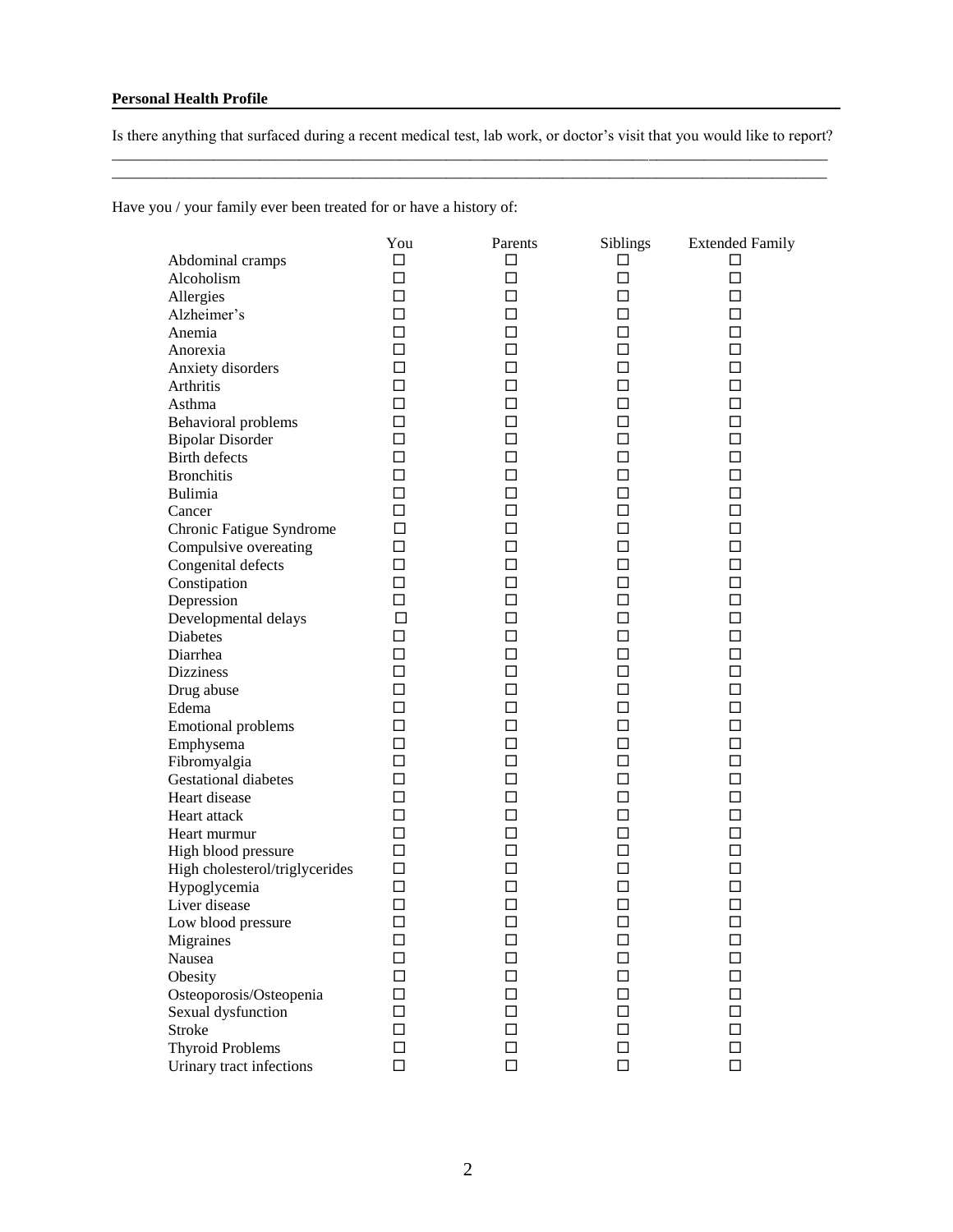**Personal Health Profile**

Is there anything that surfaced during a recent medical test, lab work, or doctor's visit that you would like to report?

\_\_\_\_\_\_\_\_\_\_\_\_\_\_\_\_\_\_\_\_\_\_\_\_\_\_\_\_\_\_\_\_\_\_\_\_\_\_\_\_\_\_\_\_\_\_\_\_\_\_\_\_\_\_\_\_\_\_\_\_\_\_\_\_\_\_\_\_\_\_\_\_\_\_\_\_\_\_\_\_\_\_\_\_

\_\_\_\_\_\_\_\_\_\_\_\_\_\_\_\_\_\_\_\_\_\_\_\_\_\_\_\_\_\_\_\_\_\_\_\_\_\_\_\_\_\_\_\_\_\_\_\_\_\_\_\_\_\_\_\_\_\_\_\_\_\_\_\_\_\_\_\_\_\_\_\_\_\_\_\_\_\_\_\_\_\_\_\_

Have you / your family ever been treated for or have a history of:

| | You | Parents | Siblings | Extended Family |
|---|---|---|---|---|
| Abdominal cramps | ☐ | ☐ | ☐ | ☐ |
| Alcoholism | ☐ | ☐ | ☐ | ☐ |
| Allergies | ☐ | ☐ | ☐ | ☐ |
| Alzheimer's | ☐ | ☐ | ☐ | ☐ |
| Anemia | ☐ | ☐ | ☐ | ☐ |
| Anorexia | ☐ | ☐ | ☐ | ☐ |
| Anxiety disorders | ☐ | ☐ | ☐ | ☐ |
| Arthritis | ☐ | ☐ | ☐ | ☐ |
| Asthma | ☐ | ☐ | ☐ | ☐ |
| Behavioral problems | ☐ | ☐ | ☐ | ☐ |
| Bipolar Disorder | ☐ | ☐ | ☐ | ☐ |
| Birth defects | ☐ | ☐ | ☐ | ☐ |
| Bronchitis | ☐ | ☐ | ☐ | ☐ |
| Bulimia | ☐ | ☐ | ☐ | ☐ |
| Cancer | ☐ | ☐ | ☐ | ☐ |
| Chronic Fatigue Syndrome | ☐ | ☐ | ☐ | ☐ |
| Compulsive overeating | ☐ | ☐ | ☐ | ☐ |
| Congenital defects | ☐ | ☐ | ☐ | ☐ |
| Constipation | ☐ | ☐ | ☐ | ☐ |
| Depression | ☐ | ☐ | ☐ | ☐ |
| Developmental delays | ☐ | ☐ | ☐ | ☐ |
| Diabetes | ☐ | ☐ | ☐ | ☐ |
| Diarrhea | ☐ | ☐ | ☐ | ☐ |
| Dizziness | ☐ | ☐ | ☐ | ☐ |
| Drug abuse | ☐ | ☐ | ☐ | ☐ |
| Edema | ☐ | ☐ | ☐ | ☐ |
| Emotional problems | ☐ | ☐ | ☐ | ☐ |
| Emphysema | ☐ | ☐ | ☐ | ☐ |
| Fibromyalgia | ☐ | ☐ | ☐ | ☐ |
| Gestational diabetes | ☐ | ☐ | ☐ | ☐ |
| Heart disease | ☐ | ☐ | ☐ | ☐ |
| Heart attack | ☐ | ☐ | ☐ | ☐ |
| Heart murmur | ☐ | ☐ | ☐ | ☐ |
| High blood pressure | ☐ | ☐ | ☐ | ☐ |
| High cholesterol/triglycerides | ☐ | ☐ | ☐ | ☐ |
| Hypoglycemia | ☐ | ☐ | ☐ | ☐ |
| Liver disease | ☐ | ☐ | ☐ | ☐ |
| Low blood pressure | ☐ | ☐ | ☐ | ☐ |
| Migraines | ☐ | ☐ | ☐ | ☐ |
| Nausea | ☐ | ☐ | ☐ | ☐ |
| Obesity | ☐ | ☐ | ☐ | ☐ |
| Osteoporosis/Osteopenia | ☐ | ☐ | ☐ | ☐ |
| Sexual dysfunction | ☐ | ☐ | ☐ | ☐ |
| Stroke | ☐ | ☐ | ☐ | ☐ |
| Thyroid Problems | ☐ | ☐ | ☐ | ☐ |
| Urinary tract infections | ☐ | ☐ | ☐ | ☐ |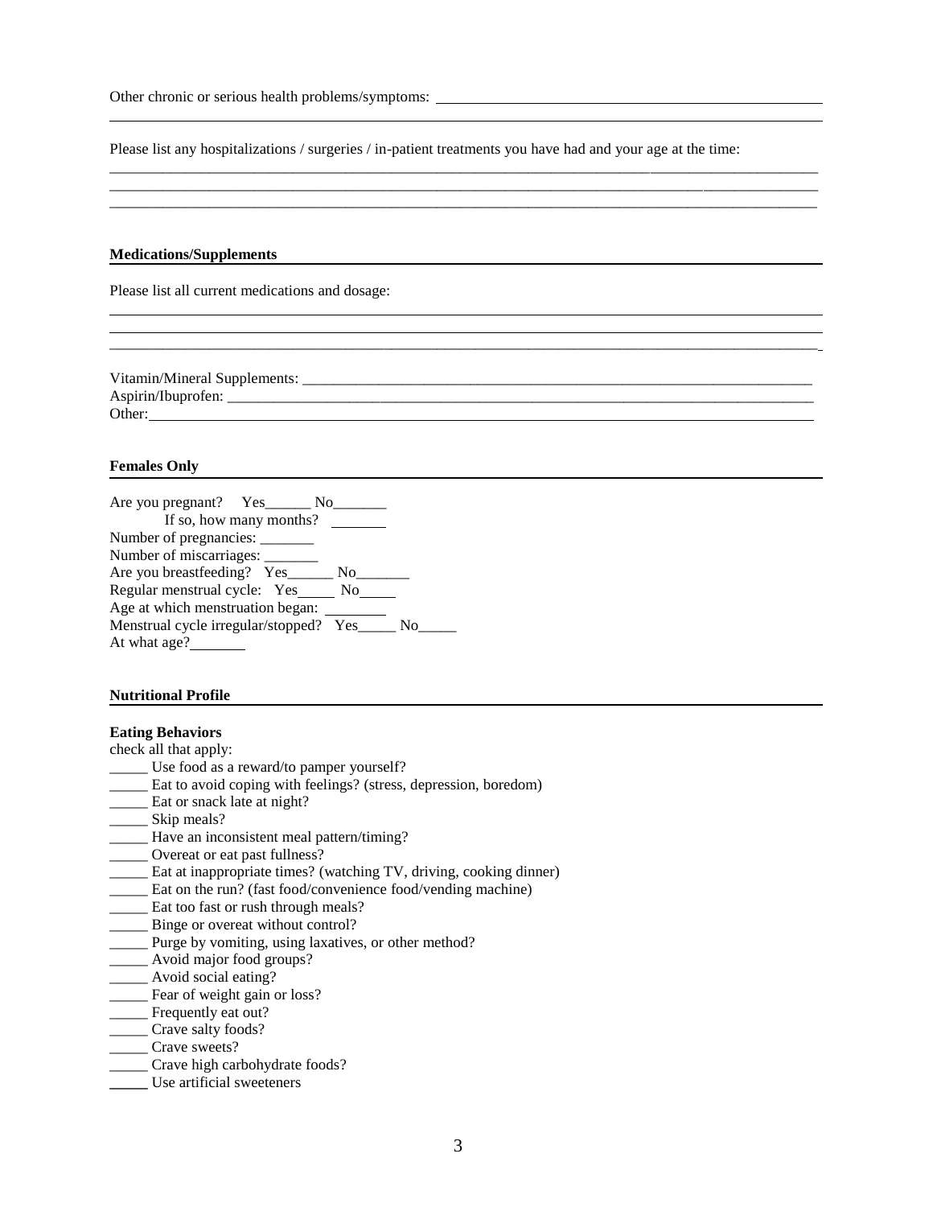Other chronic or serious health problems/symptoms: ______________________________________________
_____________________________________________________________________________________________

Please list any hospitalizations / surgeries / in-patient treatments you have had and your age at the time:
_____________________________________________________________________________________________
_____________________________________________________________________________________________
_____________________________________________________________________________________________

**Medications/Supplements**

Please list all current medications and dosage:
_____________________________________________________________________________________________
_____________________________________________________________________________________________
_____________________________________________________________________________________________

Vitamin/Mineral Supplements: ________________________________________________________________
Aspirin/Ibuprofen: _________________________________________________________________________
Other: ______________________________________________________________________________

**Females Only**

Are you pregnant? Yes______ No_______
If so, how many months? _______
Number of pregnancies: _______
Number of miscarriages: _______
Are you breastfeeding? Yes______ No_______
Regular menstrual cycle: Yes_____ No_____
Age at which menstruation began: ________
Menstrual cycle irregular/stopped? Yes_____ No_____
At what age? _______

**Nutritional Profile**

**Eating Behaviors**
check all that apply:

_____ Use food as a reward/to pamper yourself?
_____ Eat to avoid coping with feelings? (stress, depression, boredom)
_____ Eat or snack late at night?
_____ Skip meals?
_____ Have an inconsistent meal pattern/timing?
_____ Overeat or eat past fullness?
_____ Eat at inappropriate times? (watching TV, driving, cooking dinner)
_____ Eat on the run? (fast food/convenience food/vending machine)
_____ Eat too fast or rush through meals?
_____ Binge or overeat without control?
_____ Purge by vomiting, using laxatives, or other method?
_____ Avoid major food groups?
_____ Avoid social eating?
_____ Fear of weight gain or loss?
_____ Frequently eat out?
_____ Crave salty foods?
_____ Crave sweets?
_____ Crave high carbohydrate foods?
_____ Use artificial sweeteners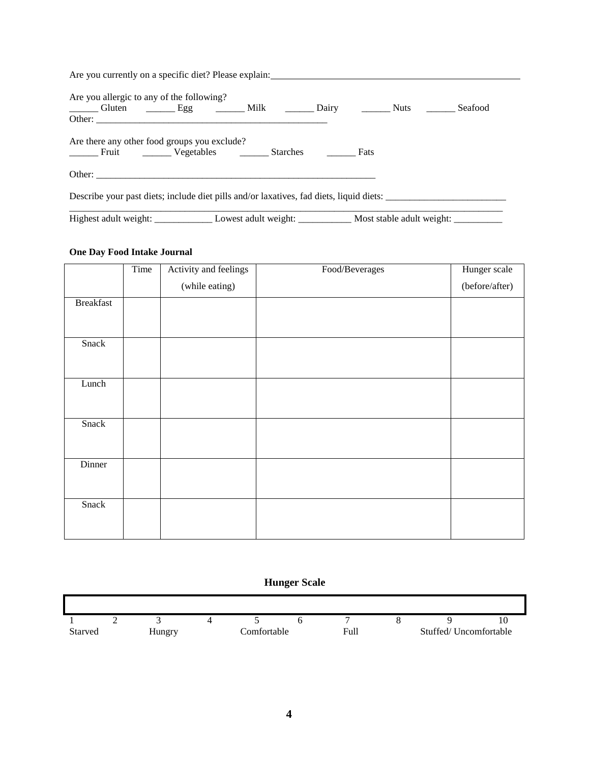Are you currently on a specific diet? Please explain:______________________________________________________

Are you allergic to any of the following?
______ Gluten    ______ Egg    ______ Milk    ______ Dairy    ______ Nuts    ______ Seafood
Other: ___________________________________________________

Are there any other food groups you exclude?
______ Fruit    ______ Vegetables    ______ Starches    ______ Fats

Other: _____________________________________________________________

Describe your past diets; include diet pills and/or laxatives, fad diets, liquid diets: _________________________
_____________________________________________________________________________________________

Highest adult weight: ____________ Lowest adult weight: ___________ Most stable adult weight: __________

**One Day Food Intake Journal**

| | Time | Activity and feelings (while eating) | Food/Beverages | Hunger scale (before/after) |
|---|---|---|---|---|
| Breakfast | | | | |
| Snack | | | | |
| Lunch | | | | |
| Snack | | | | |
| Dinner | | | | |
| Snack | | | | |

**Hunger Scale**

| 1 | 2 | 3 | 4 | 5 | 6 | 7 | 8 | 9 | 10 |
|---|---|---|---|---|---|---|---|---|---|
| Starved | | Hungry | | Comfortable | | Full | | Stuffed/ Uncomfortable | |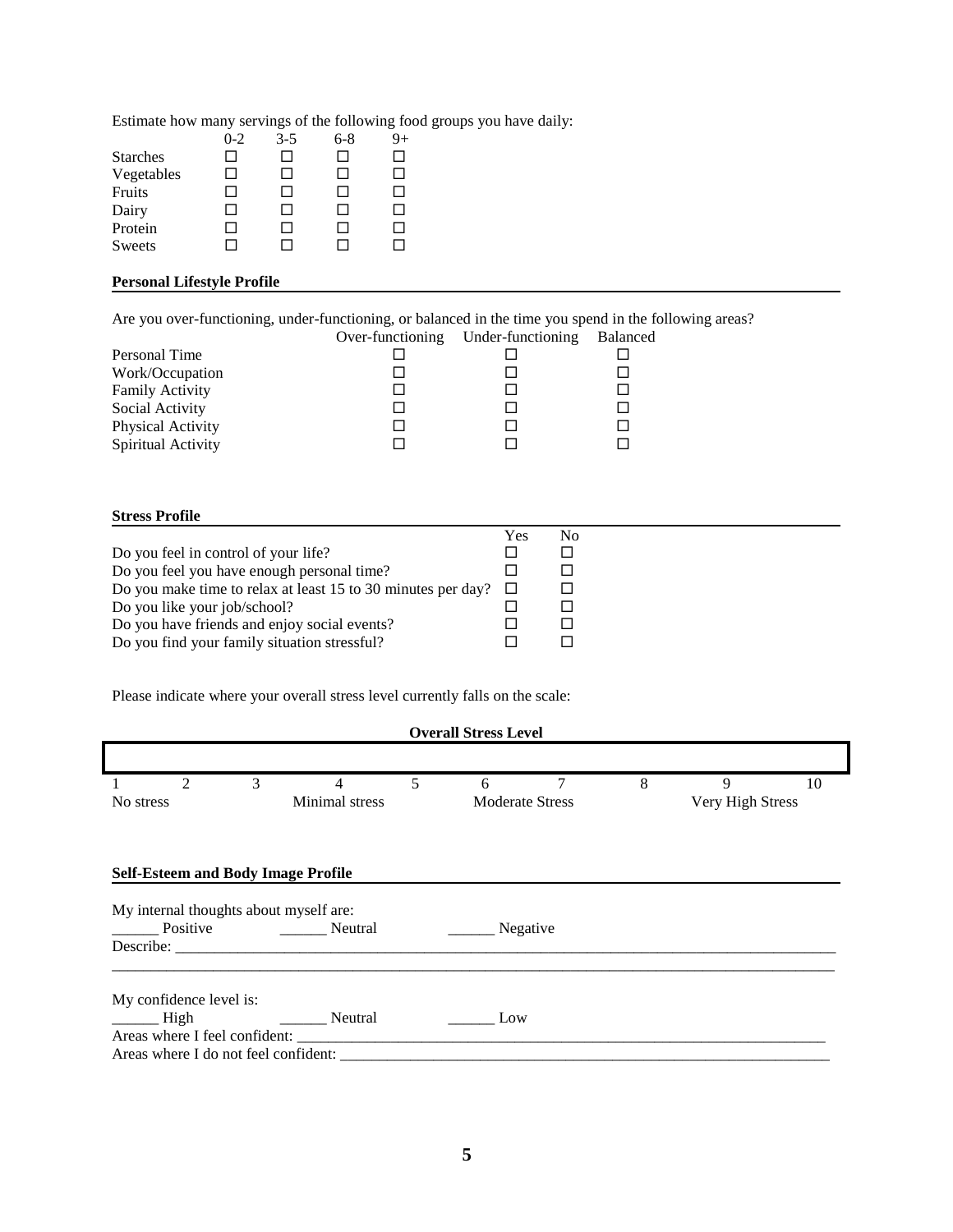Estimate how many servings of the following food groups you have daily:

| | 0-2 | 3-5 | 6-8 | 9+ |
|---|---|---|---|---|
| Starches | ☐ | ☐ | ☐ | ☐ |
| Vegetables | ☐ | ☐ | ☐ | ☐ |
| Fruits | ☐ | ☐ | ☐ | ☐ |
| Dairy | ☐ | ☐ | ☐ | ☐ |
| Protein | ☐ | ☐ | ☐ | ☐ |
| Sweets | ☐ | ☐ | ☐ | ☐ |

**Personal Lifestyle Profile**

Are you over-functioning, under-functioning, or balanced in the time you spend in the following areas?

| | Over-functioning | Under-functioning | Balanced |
|---|---|---|---|
| Personal Time | ☐ | ☐ | ☐ |
| Work/Occupation | ☐ | ☐ | ☐ |
| Family Activity | ☐ | ☐ | ☐ |
| Social Activity | ☐ | ☐ | ☐ |
| Physical Activity | ☐ | ☐ | ☐ |
| Spiritual Activity | ☐ | ☐ | ☐ |

**Stress Profile**

| | Yes | No |
|---|---|---|
| Do you feel in control of your life? | ☐ | ☐ |
| Do you feel you have enough personal time? | ☐ | ☐ |
| Do you make time to relax at least 15 to 30 minutes per day? | ☐ | ☐ |
| Do you like your job/school? | ☐ | ☐ |
| Do you have friends and enjoy social events? | ☐ | ☐ |
| Do you find your family situation stressful? | ☐ | ☐ |

Please indicate where your overall stress level currently falls on the scale:

**Overall Stress Level**

| 1 | 2 | 3 | 4 | 5 | 6 | 7 | 8 | 9 | 10 |
|---|---|---|---|---|---|---|---|---|---|
| No stress | | | Minimal stress | | Moderate Stress | | | Very High Stress | |

**Self-Esteem and Body Image Profile**

My internal thoughts about myself are:

______ Positive ______ Neutral ______ Negative

Describe: ______________________________________________________________________________

______________________________________________________________________________________

My confidence level is:

______ High ______ Neutral ______ Low

Areas where I feel confident: _____________________________________________________________

Areas where I do not feel confident: _______________________________________________________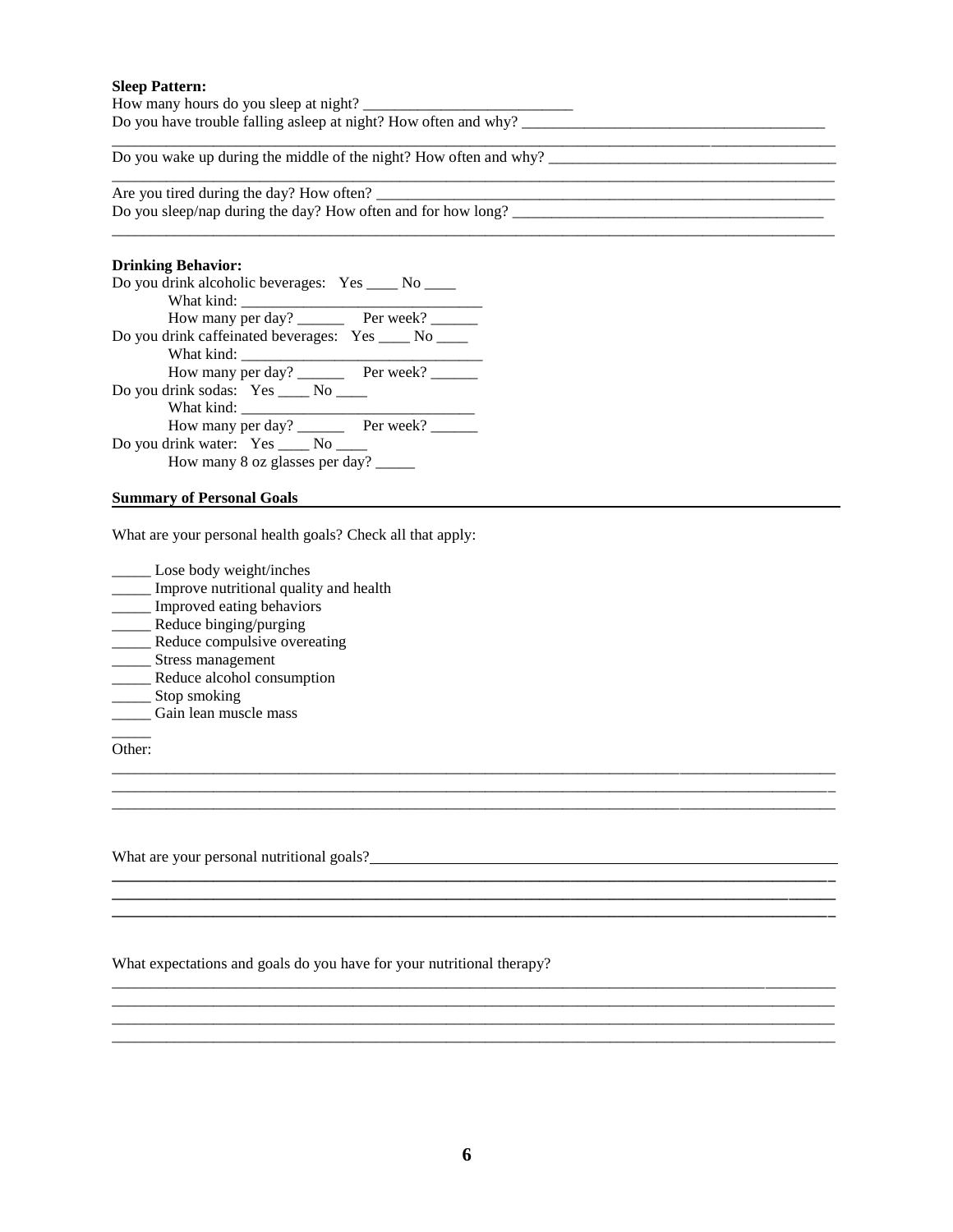**Sleep Pattern:**

How many hours do you sleep at night? ___________________________

Do you have trouble falling asleep at night? How often and why? _______________________________________
_____________________________________________________________________________________________

Do you wake up during the middle of the night? How often and why? _____________________________________
_____________________________________________________________________________________________

Are you tired during the day? How often? ________________________________________________________________

Do you sleep/nap during the day? How often and for how long? ________________________________________
_____________________________________________________________________________________________

**Drinking Behavior:**

Do you drink alcoholic beverages: Yes ____ No ____

What kind: _______________________________

How many per day? ______ Per week? ______

Do you drink caffeinated beverages: Yes ____ No ____

What kind: _______________________________

How many per day? ______ Per week? ______

Do you drink sodas: Yes ____ No ____

What kind: ______________________________

How many per day? ______ Per week? ______

Do you drink water: Yes ____ No ____

How many 8 oz glasses per day? _____

**Summary of Personal Goals**

What are your personal health goals? Check all that apply:

_____ Lose body weight/inches
_____ Improve nutritional quality and health
_____ Improved eating behaviors
_____ Reduce binging/purging
_____ Reduce compulsive overeating
_____ Stress management
_____ Reduce alcohol consumption
_____ Stop smoking
_____ Gain lean muscle mass
_____

Other:

_____________________________________________________________________________________________
_____________________________________________________________________________________________
_____________________________________________________________________________________________

What are your personal nutritional goals?_________________________________________________________________
_____________________________________________________________________________________________
_____________________________________________________________________________________________
_____________________________________________________________________________________________

What expectations and goals do you have for your nutritional therapy?

_____________________________________________________________________________________________
_____________________________________________________________________________________________
_____________________________________________________________________________________________
_____________________________________________________________________________________________